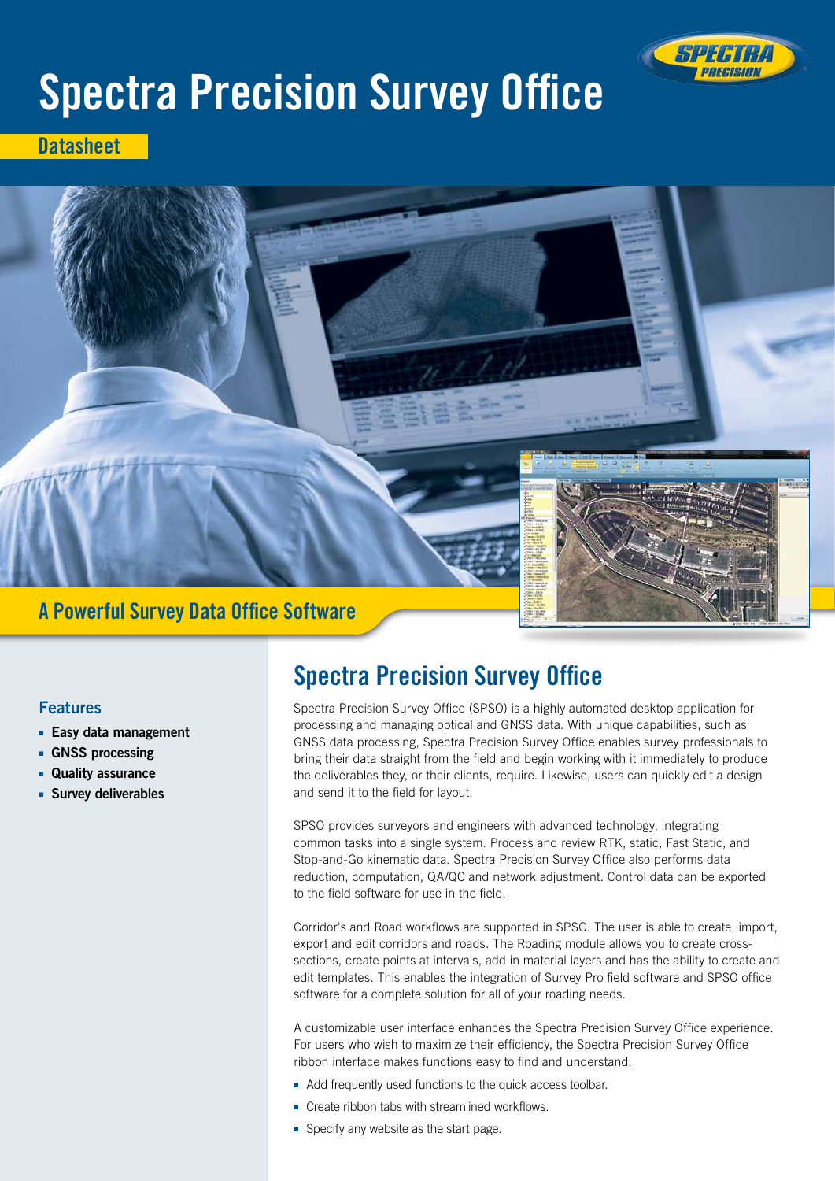# Spectra Precision Survey Office

**Datasheet**

## A Powerful Survey Data Office Software

### Features

- **Easy data management**
- **GNSS processing**
- **Quality assurance**
- **Survey deliverables**

## Spectra Precision Survey Office

Spectra Precision Survey Office (SPSO) is a highly automated desktop application for processing and managing optical and GNSS data. With unique capabilities, such as GNSS data processing, Spectra Precision Survey Office enables survey professionals to bring their data straight from the field and begin working with it immediately to produce the deliverables they, or their clients, require. Likewise, users can quickly edit a design and send it to the field for layout.

SPSO provides surveyors and engineers with advanced technology, integrating common tasks into a single system. Process and review RTK, static, Fast Static, and Stop-and-Go kinematic data. Spectra Precision Survey Office also performs data reduction, computation, QA/QC and network adjustment. Control data can be exported to the field software for use in the field.

Corridor's and Road workflows are supported in SPSO. The user is able to create, import, export and edit corridors and roads. The Roading module allows you to create cross-sections, create points at intervals, add in material layers and has the ability to create and edit templates. This enables the integration of Survey Pro field software and SPSO office software for a complete solution for all of your roading needs.

A customizable user interface enhances the Spectra Precision Survey Office experience. For users who wish to maximize their efficiency, the Spectra Precision Survey Office ribbon interface makes functions easy to find and understand.

- Add frequently used functions to the quick access toolbar.
- Create ribbon tabs with streamlined workflows.
- Specify any website as the start page.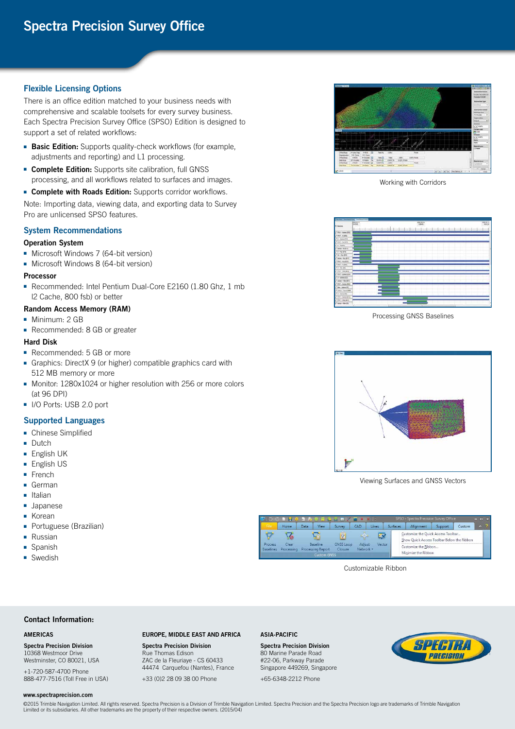# Spectra Precision Survey Office

## Flexible Licensing Options

There is an office edition matched to your business needs with comprehensive and scalable toolsets for every survey business. Each Spectra Precision Survey Office (SPSO) Edition is designed to support a set of related workflows:

- **Basic Edition:** Supports quality-check workflows (for example, adjustments and reporting) and L1 processing.
- **Complete Edition:** Supports site calibration, full GNSS processing, and all workflows related to surfaces and images.
- **Complete with Roads Edition:** Supports corridor workflows.

Note: Importing data, viewing data, and exporting data to Survey Pro are unlicensed SPSO features.

## System Recommendations

### Operation System

- Microsoft Windows 7 (64-bit version)
- Microsoft Windows 8 (64-bit version)

### Processor

- Recommended: Intel Pentium Dual-Core E2160 (1.80 Ghz, 1 mb l2 Cache, 800 fsb) or better

### Random Access Memory (RAM)

- Minimum: 2 GB
- Recommended: 8 GB or greater

### Hard Disk

- Recommended: 5 GB or more
- Graphics: DirectX 9 (or higher) compatible graphics card with 512 MB memory or more
- Monitor: 1280x1024 or higher resolution with 256 or more colors (at 96 DPI)
- I/O Ports: USB 2.0 port

## Supported Languages

- Chinese Simplified
- Dutch
- English UK
- English US
- French
- German
- Italian
- Japanese
- Korean
- Portuguese (Brazilian)
- Russian
- Spanish
- Swedish

Working with Corridors

Processing GNSS Baselines

Viewing Surfaces and GNSS Vectors

Customizable Ribbon

### Contact Information:

**AMERICAS**

**Spectra Precision Division**
10368 Westmoor Drive
Westminster, CO 80021, USA

+1-720-587-4700 Phone
888-477-7516 (Toll Free in USA)

**EUROPE, MIDDLE EAST AND AFRICA**

**Spectra Precision Division**
Rue Thomas Edison
ZAC de la Fleuriaye - CS 60433
44474 Carquefou (Nantes), France

+33 (0)2 28 09 38 00 Phone

**ASIA-PACIFIC**

**Spectra Precision Division**
80 Marine Parade Road
#22-06, Parkway Parade
Singapore 449269, Singapore

+65-6348-2212 Phone

**www.spectraprecision.com**

©2015 Trimble Navigation Limited. All rights reserved. Spectra Precision is a Division of Trimble Navigation Limited. Spectra Precision and the Spectra Precision logo are trademarks of Trimble Navigation Limited or its subsidiaries. All other trademarks are the property of their respective owners. (2015/04)